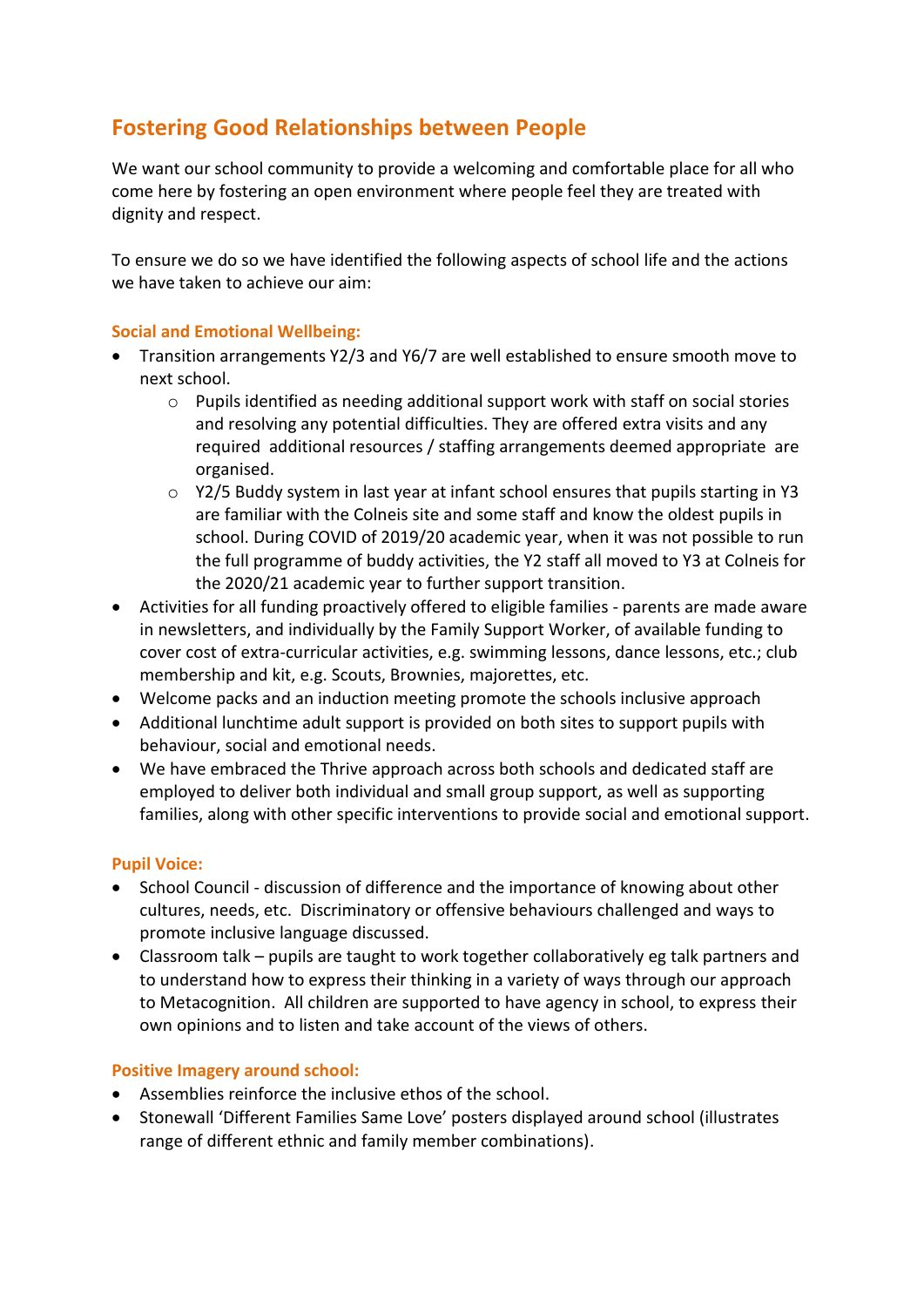## Fostering Good Relationships between People

We want our school community to provide a welcoming and comfortable place for all who come here by fostering an open environment where people feel they are treated with dignity and respect.

To ensure we do so we have identified the following aspects of school life and the actions we have taken to achieve our aim:

### Social and Emotional Wellbeing:

- Transition arrangements Y2/3 and Y6/7 are well established to ensure smooth move to next school.
    - Pupils identified as needing additional support work with staff on social stories and resolving any potential difficulties. They are offered extra visits and any required additional resources / staffing arrangements deemed appropriate are organised.
    - Y2/5 Buddy system in last year at infant school ensures that pupils starting in Y3 are familiar with the Colneis site and some staff and know the oldest pupils in school. During COVID of 2019/20 academic year, when it was not possible to run the full programme of buddy activities, the Y2 staff all moved to Y3 at Colneis for the 2020/21 academic year to further support transition.
- Activities for all funding proactively offered to eligible families - parents are made aware in newsletters, and individually by the Family Support Worker, of available funding to cover cost of extra-curricular activities, e.g. swimming lessons, dance lessons, etc.; club membership and kit, e.g. Scouts, Brownies, majorettes, etc.
- Welcome packs and an induction meeting promote the schools inclusive approach
- Additional lunchtime adult support is provided on both sites to support pupils with behaviour, social and emotional needs.
- We have embraced the Thrive approach across both schools and dedicated staff are employed to deliver both individual and small group support, as well as supporting families, along with other specific interventions to provide social and emotional support.

### Pupil Voice:

- School Council - discussion of difference and the importance of knowing about other cultures, needs, etc. Discriminatory or offensive behaviours challenged and ways to promote inclusive language discussed.
- Classroom talk – pupils are taught to work together collaboratively eg talk partners and to understand how to express their thinking in a variety of ways through our approach to Metacognition. All children are supported to have agency in school, to express their own opinions and to listen and take account of the views of others.

### Positive Imagery around school:

- Assemblies reinforce the inclusive ethos of the school.
- Stonewall 'Different Families Same Love' posters displayed around school (illustrates range of different ethnic and family member combinations).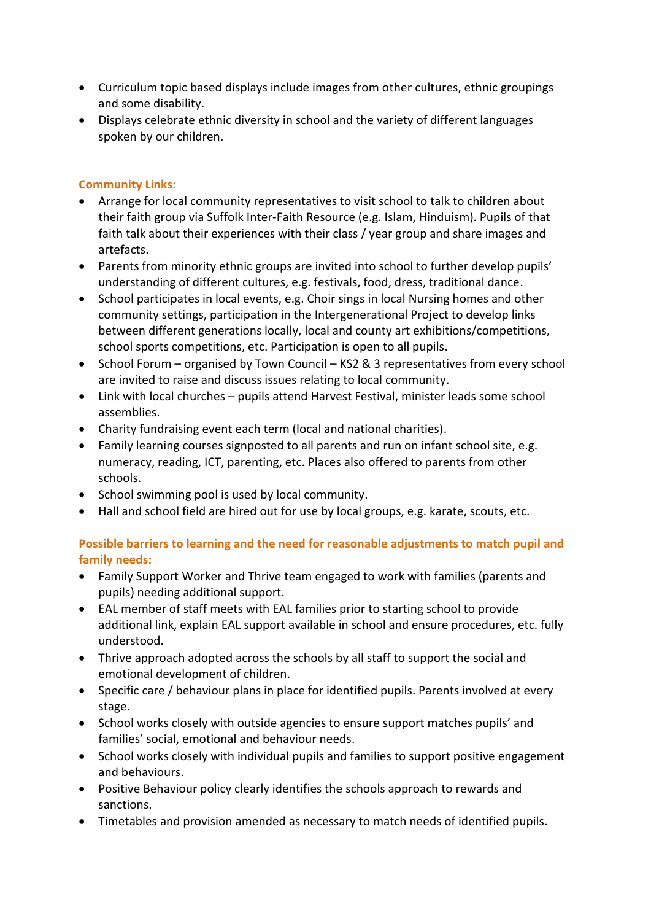- Curriculum topic based displays include images from other cultures, ethnic groupings and some disability.
- Displays celebrate ethnic diversity in school and the variety of different languages spoken by our children.

**Community Links:**

- Arrange for local community representatives to visit school to talk to children about their faith group via Suffolk Inter-Faith Resource (e.g. Islam, Hinduism). Pupils of that faith talk about their experiences with their class / year group and share images and artefacts.
- Parents from minority ethnic groups are invited into school to further develop pupils' understanding of different cultures, e.g. festivals, food, dress, traditional dance.
- School participates in local events, e.g. Choir sings in local Nursing homes and other community settings, participation in the Intergenerational Project to develop links between different generations locally, local and county art exhibitions/competitions, school sports competitions, etc. Participation is open to all pupils.
- School Forum – organised by Town Council – KS2 & 3 representatives from every school are invited to raise and discuss issues relating to local community.
- Link with local churches – pupils attend Harvest Festival, minister leads some school assemblies.
- Charity fundraising event each term (local and national charities).
- Family learning courses signposted to all parents and run on infant school site, e.g. numeracy, reading, ICT, parenting, etc. Places also offered to parents from other schools.
- School swimming pool is used by local community.
- Hall and school field are hired out for use by local groups, e.g. karate, scouts, etc.

**Possible barriers to learning and the need for reasonable adjustments to match pupil and family needs:**

- Family Support Worker and Thrive team engaged to work with families (parents and pupils) needing additional support.
- EAL member of staff meets with EAL families prior to starting school to provide additional link, explain EAL support available in school and ensure procedures, etc. fully understood.
- Thrive approach adopted across the schools by all staff to support the social and emotional development of children.
- Specific care / behaviour plans in place for identified pupils. Parents involved at every stage.
- School works closely with outside agencies to ensure support matches pupils' and families' social, emotional and behaviour needs.
- School works closely with individual pupils and families to support positive engagement and behaviours.
- Positive Behaviour policy clearly identifies the schools approach to rewards and sanctions.
- Timetables and provision amended as necessary to match needs of identified pupils.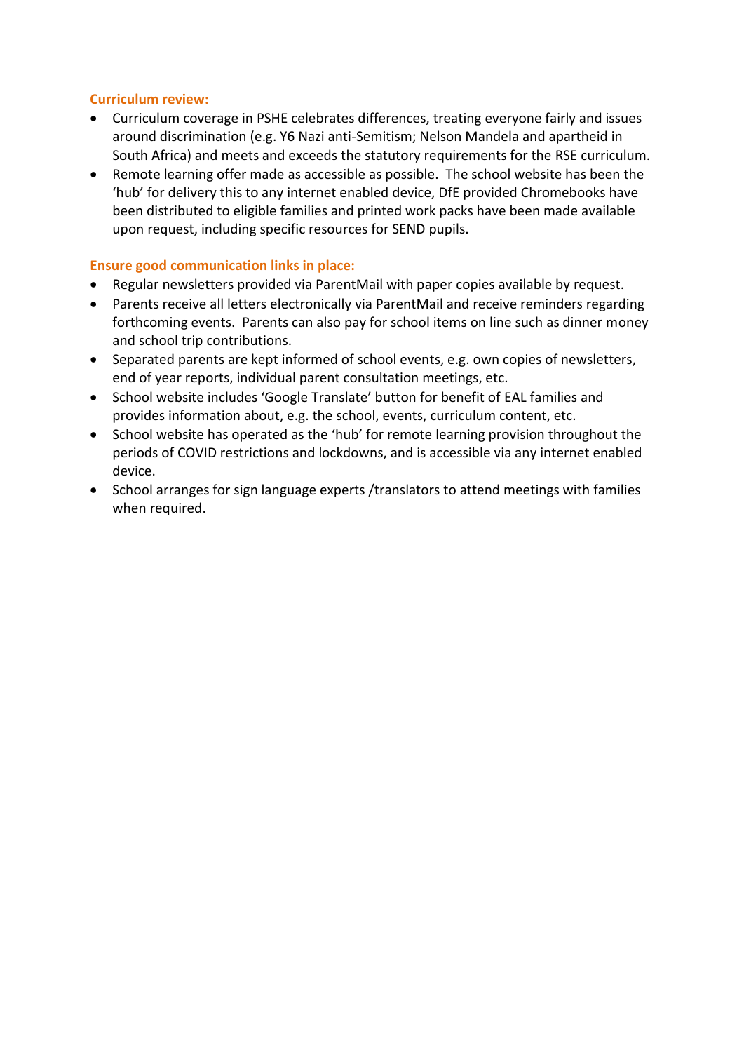**Curriculum review:**

- Curriculum coverage in PSHE celebrates differences, treating everyone fairly and issues around discrimination (e.g. Y6 Nazi anti-Semitism; Nelson Mandela and apartheid in South Africa) and meets and exceeds the statutory requirements for the RSE curriculum.
- Remote learning offer made as accessible as possible. The school website has been the 'hub' for delivery this to any internet enabled device, DfE provided Chromebooks have been distributed to eligible families and printed work packs have been made available upon request, including specific resources for SEND pupils.

**Ensure good communication links in place:**

- Regular newsletters provided via ParentMail with paper copies available by request.
- Parents receive all letters electronically via ParentMail and receive reminders regarding forthcoming events. Parents can also pay for school items on line such as dinner money and school trip contributions.
- Separated parents are kept informed of school events, e.g. own copies of newsletters, end of year reports, individual parent consultation meetings, etc.
- School website includes 'Google Translate' button for benefit of EAL families and provides information about, e.g. the school, events, curriculum content, etc.
- School website has operated as the 'hub' for remote learning provision throughout the periods of COVID restrictions and lockdowns, and is accessible via any internet enabled device.
- School arranges for sign language experts /translators to attend meetings with families when required.